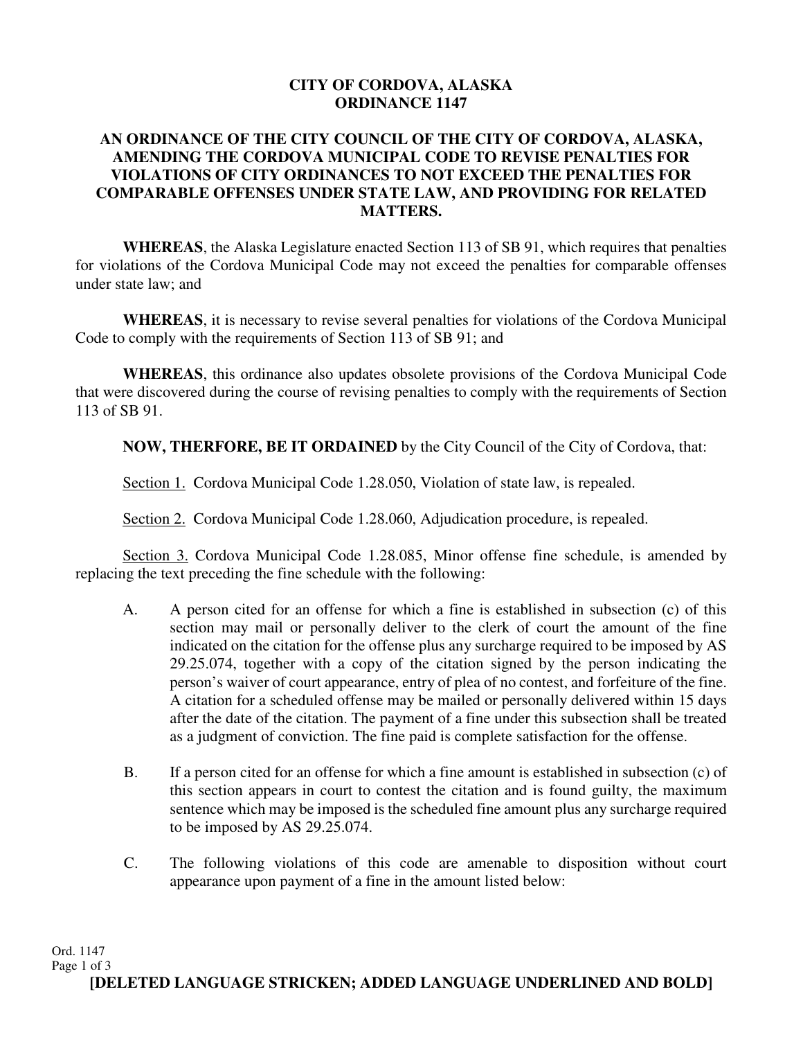**CITY OF CORDOVA, ALASKA**
**ORDINANCE 1147**

**AN ORDINANCE OF THE CITY COUNCIL OF THE CITY OF CORDOVA, ALASKA, AMENDING THE CORDOVA MUNICIPAL CODE TO REVISE PENALTIES FOR VIOLATIONS OF CITY ORDINANCES TO NOT EXCEED THE PENALTIES FOR COMPARABLE OFFENSES UNDER STATE LAW, AND PROVIDING FOR RELATED MATTERS.**

**WHEREAS**, the Alaska Legislature enacted Section 113 of SB 91, which requires that penalties for violations of the Cordova Municipal Code may not exceed the penalties for comparable offenses under state law; and

**WHEREAS**, it is necessary to revise several penalties for violations of the Cordova Municipal Code to comply with the requirements of Section 113 of SB 91; and

**WHEREAS**, this ordinance also updates obsolete provisions of the Cordova Municipal Code that were discovered during the course of revising penalties to comply with the requirements of Section 113 of SB 91.

**NOW, THERFORE, BE IT ORDAINED** by the City Council of the City of Cordova, that:

Section 1. Cordova Municipal Code 1.28.050, Violation of state law, is repealed.

Section 2. Cordova Municipal Code 1.28.060, Adjudication procedure, is repealed.

Section 3. Cordova Municipal Code 1.28.085, Minor offense fine schedule, is amended by replacing the text preceding the fine schedule with the following:

A. A person cited for an offense for which a fine is established in subsection (c) of this section may mail or personally deliver to the clerk of court the amount of the fine indicated on the citation for the offense plus any surcharge required to be imposed by AS 29.25.074, together with a copy of the citation signed by the person indicating the person's waiver of court appearance, entry of plea of no contest, and forfeiture of the fine. A citation for a scheduled offense may be mailed or personally delivered within 15 days after the date of the citation. The payment of a fine under this subsection shall be treated as a judgment of conviction. The fine paid is complete satisfaction for the offense.

B. If a person cited for an offense for which a fine amount is established in subsection (c) of this section appears in court to contest the citation and is found guilty, the maximum sentence which may be imposed is the scheduled fine amount plus any surcharge required to be imposed by AS 29.25.074.

C. The following violations of this code are amenable to disposition without court appearance upon payment of a fine in the amount listed below:

**[DELETED LANGUAGE STRICKEN; ADDED LANGUAGE UNDERLINED AND BOLD]**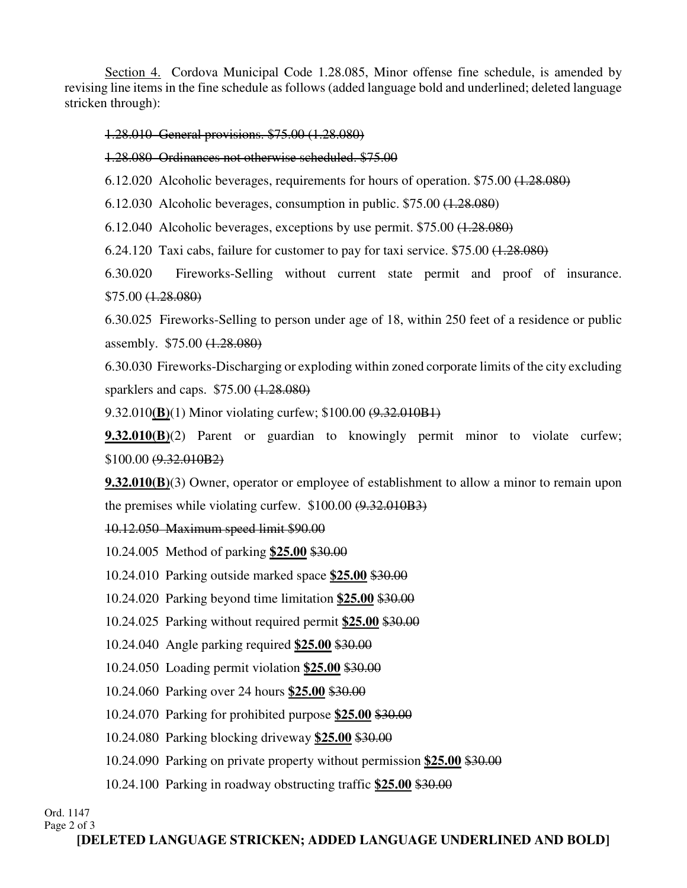Section 4. Cordova Municipal Code 1.28.085, Minor offense fine schedule, is amended by revising line items in the fine schedule as follows (added language bold and underlined; deleted language stricken through):

~~1.28.010 General provisions. $75.00 (1.28.080)~~

~~1.28.080 Ordinances not otherwise scheduled. $75.00~~

6.12.020 Alcoholic beverages, requirements for hours of operation. $75.00 ~~(1.28.080)~~

6.12.030 Alcoholic beverages, consumption in public. $75.00 ~~(1.28.080)~~

6.12.040 Alcoholic beverages, exceptions by use permit. $75.00 ~~(1.28.080)~~

6.24.120 Taxi cabs, failure for customer to pay for taxi service. $75.00 ~~(1.28.080)~~

6.30.020 Fireworks-Selling without current state permit and proof of insurance. $75.00 ~~(1.28.080)~~

6.30.025 Fireworks-Selling to person under age of 18, within 250 feet of a residence or public assembly. $75.00 ~~(1.28.080)~~

6.30.030 Fireworks-Discharging or exploding within zoned corporate limits of the city excluding sparklers and caps. $75.00 ~~(1.28.080)~~

9.32.010<u>**(B)**</u>(1) Minor violating curfew; $100.00 ~~(9.32.010B1)~~

<u>**9.32.010(B)**</u>(2) Parent or guardian to knowingly permit minor to violate curfew; $100.00 ~~(9.32.010B2)~~

<u>**9.32.010(B)**</u>(3) Owner, operator or employee of establishment to allow a minor to remain upon the premises while violating curfew. $100.00 ~~(9.32.010B3)~~

~~10.12.050 Maximum speed limit $90.00~~

10.24.005 Method of parking <u>**$25.00**</u> ~~$30.00~~

10.24.010 Parking outside marked space <u>**$25.00**</u> ~~$30.00~~

10.24.020 Parking beyond time limitation <u>**$25.00**</u> ~~$30.00~~

10.24.025 Parking without required permit <u>**$25.00**</u> ~~$30.00~~

10.24.040 Angle parking required <u>**$25.00**</u> ~~$30.00~~

10.24.050 Loading permit violation <u>**$25.00**</u> ~~$30.00~~

10.24.060 Parking over 24 hours <u>**$25.00**</u> ~~$30.00~~

10.24.070 Parking for prohibited purpose <u>**$25.00**</u> ~~$30.00~~

10.24.080 Parking blocking driveway <u>**$25.00**</u> ~~$30.00~~

10.24.090 Parking on private property without permission <u>**$25.00**</u> ~~$30.00~~

10.24.100 Parking in roadway obstructing traffic <u>**$25.00**</u> ~~$30.00~~

**[DELETED LANGUAGE STRICKEN; ADDED LANGUAGE UNDERLINED AND BOLD]**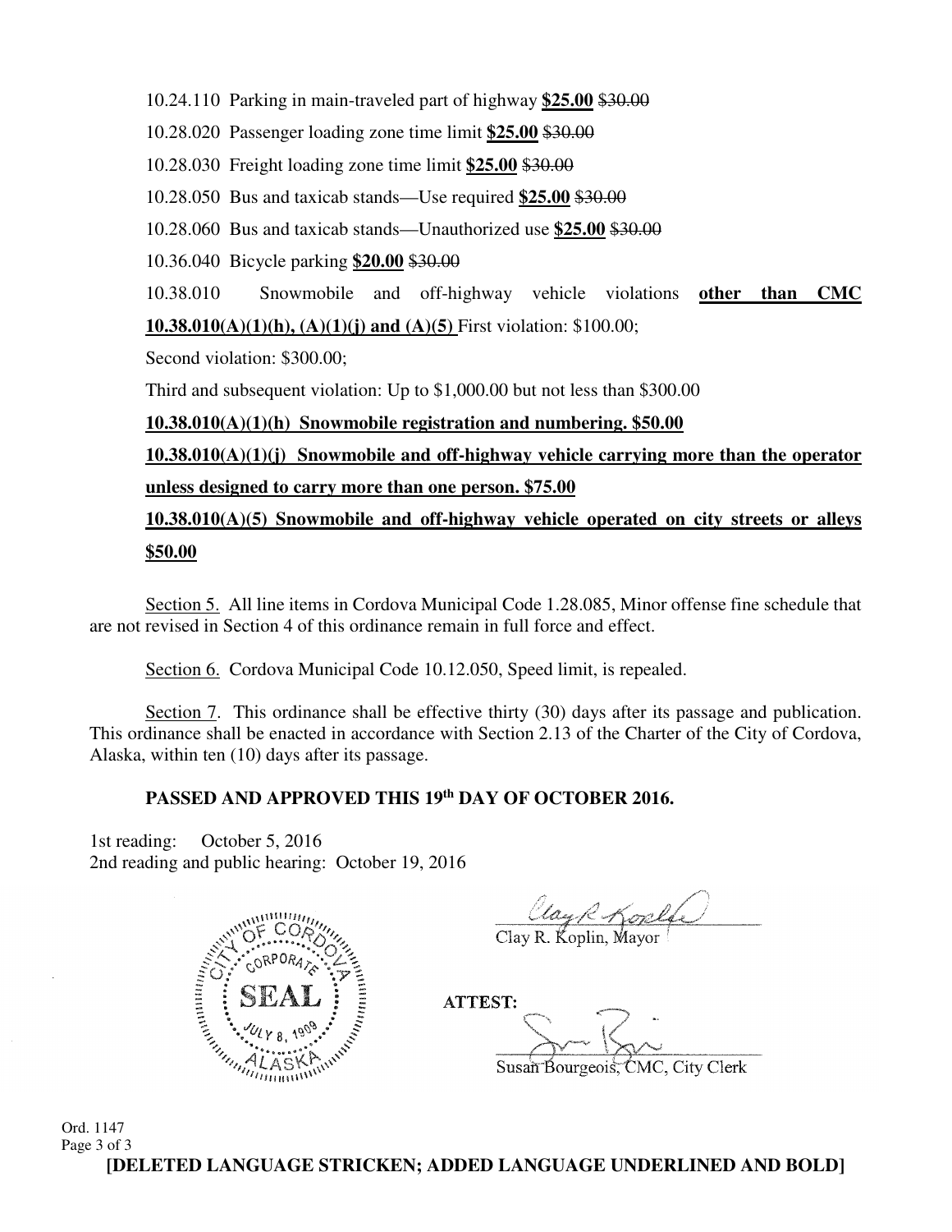10.24.110 Parking in main-traveled part of highway **<u>$25.00</u>** ~~$30.00~~

10.28.020 Passenger loading zone time limit **<u>$25.00</u>** ~~$30.00~~

10.28.030 Freight loading zone time limit **<u>$25.00</u>** ~~$30.00~~

10.28.050 Bus and taxicab stands—Use required **<u>$25.00</u>** ~~$30.00~~

10.28.060 Bus and taxicab stands—Unauthorized use **<u>$25.00</u>** ~~$30.00~~

10.36.040 Bicycle parking **<u>$20.00</u>** ~~$30.00~~

10.38.010 Snowmobile and off-highway vehicle violations **<u>other than CMC 10.38.010(A)(1)(h), (A)(1)(j) and (A)(5)</u>** First violation: $100.00;

Second violation: $300.00;

Third and subsequent violation: Up to $1,000.00 but not less than $300.00

**<u>10.38.010(A)(1)(h) Snowmobile registration and numbering. $50.00</u>**

**<u>10.38.010(A)(1)(j) Snowmobile and off-highway vehicle carrying more than the operator unless designed to carry more than one person. $75.00</u>**

**<u>10.38.010(A)(5) Snowmobile and off-highway vehicle operated on city streets or alleys $50.00</u>**

<u>Section 5.</u> All line items in Cordova Municipal Code 1.28.085, Minor offense fine schedule that are not revised in Section 4 of this ordinance remain in full force and effect.

<u>Section 6.</u> Cordova Municipal Code 10.12.050, Speed limit, is repealed.

<u>Section 7.</u> This ordinance shall be effective thirty (30) days after its passage and publication. This ordinance shall be enacted in accordance with Section 2.13 of the Charter of the City of Cordova, Alaska, within ten (10) days after its passage.

**PASSED AND APPROVED THIS 19th DAY OF OCTOBER 2016.**

1st reading: October 5, 2016
2nd reading and public hearing: October 19, 2016

City of Cordova Corporate Seal, July 8, 1909, Alaska

Clay R. Koplin, Mayor

**ATTEST:**

Susan Bourgeois, CMC, City Clerk

Ord. 1147

**[DELETED LANGUAGE STRICKEN; ADDED LANGUAGE UNDERLINED AND BOLD]**